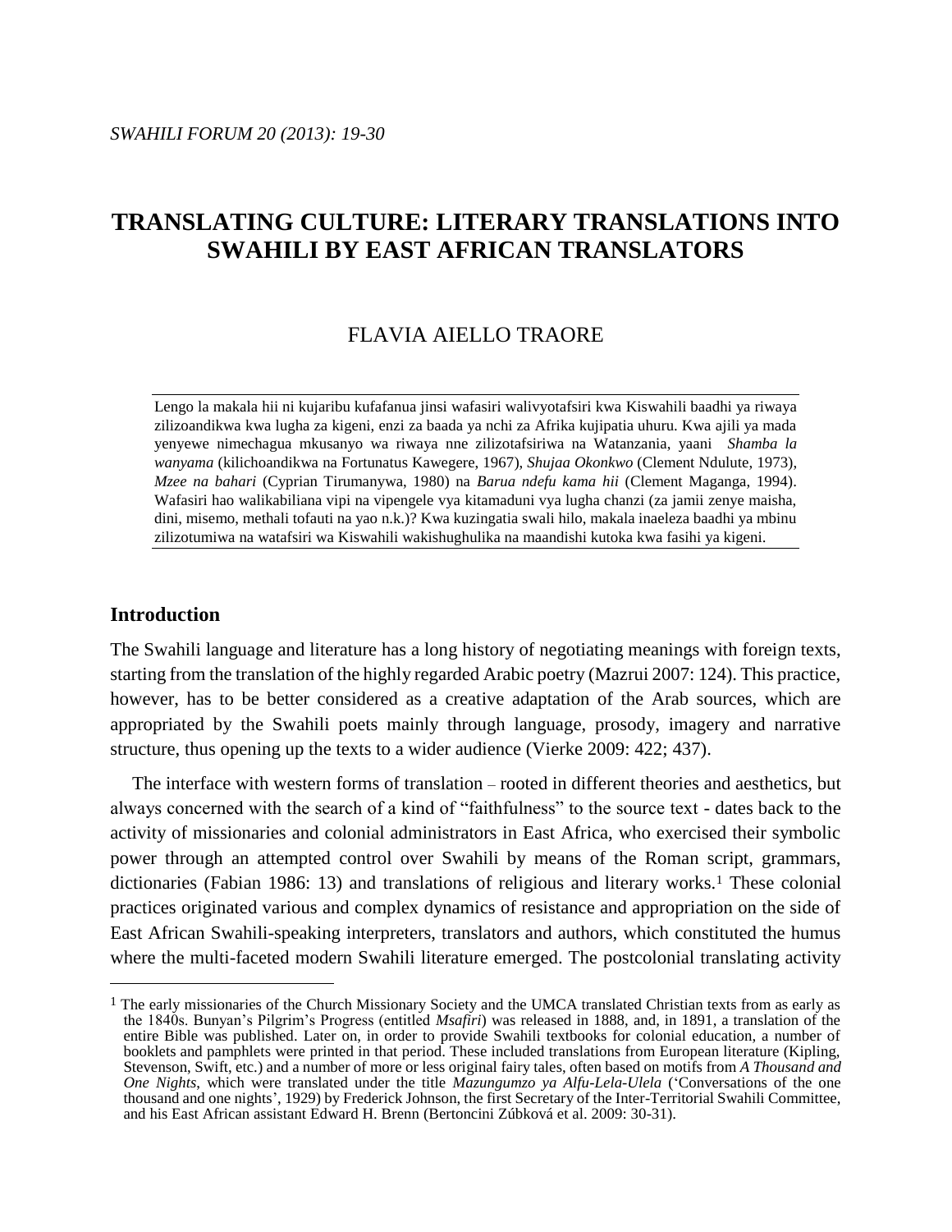# TRANSLATING CULTURE: LITERARY TRANSLATIONS INTO SWAHILI BY EAST AFRICAN TRANSLATORS

FLAVIA AIELLO TRAORE

Lengo la makala hii ni kujaribu kufafanua jinsi wafasiri walivyotafsiri kwa Kiswahili baadhi ya riwaya zilizoandikwa kwa lugha za kigeni, enzi za baada ya nchi za Afrika kujipatia uhuru. Kwa ajili ya mada yenyewe nimechagua mkusanyo wa riwaya nne zilizotafsiriwa na Watanzania, yaani *Shamba la wanyama* (kilichoandikwa na Fortunatus Kawegere, 1967), *Shujaa Okonkwo* (Clement Ndulute, 1973), *Mzee na bahari* (Cyprian Tirumanywa, 1980) na *Barua ndefu kama hii* (Clement Maganga, 1994). Wafasiri hao walikabiliana vipi na vipengele vya kitamaduni vya lugha chanzi (za jamii zenye maisha, dini, misemo, methali tofauti na yao n.k.)? Kwa kuzingatia swali hilo, makala inaeleza baadhi ya mbinu zilizotumiwa na watafsiri wa Kiswahili wakishughulika na maandishi kutoka kwa fasihi ya kigeni.

## Introduction

The Swahili language and literature has a long history of negotiating meanings with foreign texts, starting from the translation of the highly regarded Arabic poetry (Mazrui 2007: 124). This practice, however, has to be better considered as a creative adaptation of the Arab sources, which are appropriated by the Swahili poets mainly through language, prosody, imagery and narrative structure, thus opening up the texts to a wider audience (Vierke 2009: 422; 437).

The interface with western forms of translation – rooted in different theories and aesthetics, but always concerned with the search of a kind of "faithfulness" to the source text - dates back to the activity of missionaries and colonial administrators in East Africa, who exercised their symbolic power through an attempted control over Swahili by means of the Roman script, grammars, dictionaries (Fabian 1986: 13) and translations of religious and literary works.[1] These colonial practices originated various and complex dynamics of resistance and appropriation on the side of East African Swahili-speaking interpreters, translators and authors, which constituted the humus where the multi-faceted modern Swahili literature emerged. The postcolonial translating activity

[1] The early missionaries of the Church Missionary Society and the UMCA translated Christian texts from as early as the 1840s. Bunyan's Pilgrim's Progress (entitled *Msafiri*) was released in 1888, and, in 1891, a translation of the entire Bible was published. Later on, in order to provide Swahili textbooks for colonial education, a number of booklets and pamphlets were printed in that period. These included translations from European literature (Kipling, Stevenson, Swift, etc.) and a number of more or less original fairy tales, often based on motifs from *A Thousand and One Nights*, which were translated under the title *Mazungumzo ya Alfu-Lela-Ulela* ('Conversations of the one thousand and one nights', 1929) by Frederick Johnson, the first Secretary of the Inter-Territorial Swahili Committee, and his East African assistant Edward H. Brenn (Bertoncini Zúbková et al. 2009: 30-31).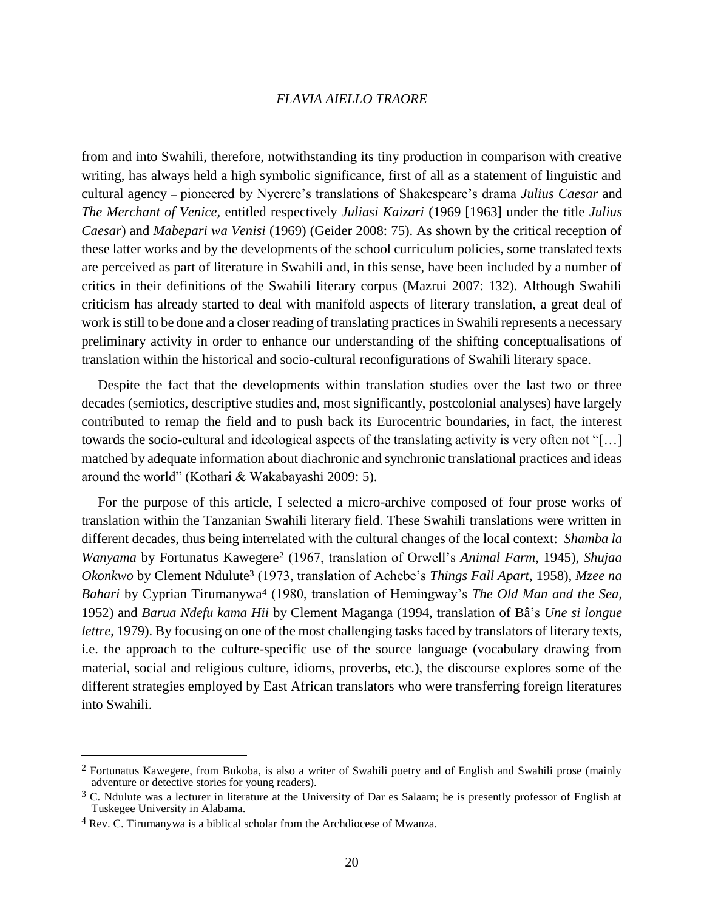from and into Swahili, therefore, notwithstanding its tiny production in comparison with creative writing, has always held a high symbolic significance, first of all as a statement of linguistic and cultural agency – pioneered by Nyerere's translations of Shakespeare's drama *Julius Caesar* and *The Merchant of Venice,* entitled respectively *Juliasi Kaizari* (1969 [1963] under the title *Julius Caesar*) and *Mabepari wa Venisi* (1969) (Geider 2008: 75). As shown by the critical reception of these latter works and by the developments of the school curriculum policies, some translated texts are perceived as part of literature in Swahili and, in this sense, have been included by a number of critics in their definitions of the Swahili literary corpus (Mazrui 2007: 132). Although Swahili criticism has already started to deal with manifold aspects of literary translation, a great deal of work is still to be done and a closer reading of translating practices in Swahili represents a necessary preliminary activity in order to enhance our understanding of the shifting conceptualisations of translation within the historical and socio-cultural reconfigurations of Swahili literary space.

Despite the fact that the developments within translation studies over the last two or three decades (semiotics, descriptive studies and, most significantly, postcolonial analyses) have largely contributed to remap the field and to push back its Eurocentric boundaries, in fact, the interest towards the socio-cultural and ideological aspects of the translating activity is very often not "[…] matched by adequate information about diachronic and synchronic translational practices and ideas around the world" (Kothari & Wakabayashi 2009: 5).

For the purpose of this article, I selected a micro-archive composed of four prose works of translation within the Tanzanian Swahili literary field. These Swahili translations were written in different decades, thus being interrelated with the cultural changes of the local context: *Shamba la Wanyama* by Fortunatus Kawegere[2] (1967, translation of Orwell's *Animal Farm*, 1945), *Shujaa Okonkwo* by Clement Ndulute[3] (1973, translation of Achebe's *Things Fall Apart*, 1958), *Mzee na Bahari* by Cyprian Tirumanywa[4] (1980, translation of Hemingway's *The Old Man and the Sea*, 1952) and *Barua Ndefu kama Hii* by Clement Maganga (1994, translation of Bâ's *Une si longue lettre*, 1979). By focusing on one of the most challenging tasks faced by translators of literary texts, i.e. the approach to the culture-specific use of the source language (vocabulary drawing from material, social and religious culture, idioms, proverbs, etc.), the discourse explores some of the different strategies employed by East African translators who were transferring foreign literatures into Swahili.

---

[2] Fortunatus Kawegere, from Bukoba, is also a writer of Swahili poetry and of English and Swahili prose (mainly adventure or detective stories for young readers).

[3] C. Ndulute was a lecturer in literature at the University of Dar es Salaam; he is presently professor of English at Tuskegee University in Alabama.

[4] Rev. C. Tirumanywa is a biblical scholar from the Archdiocese of Mwanza.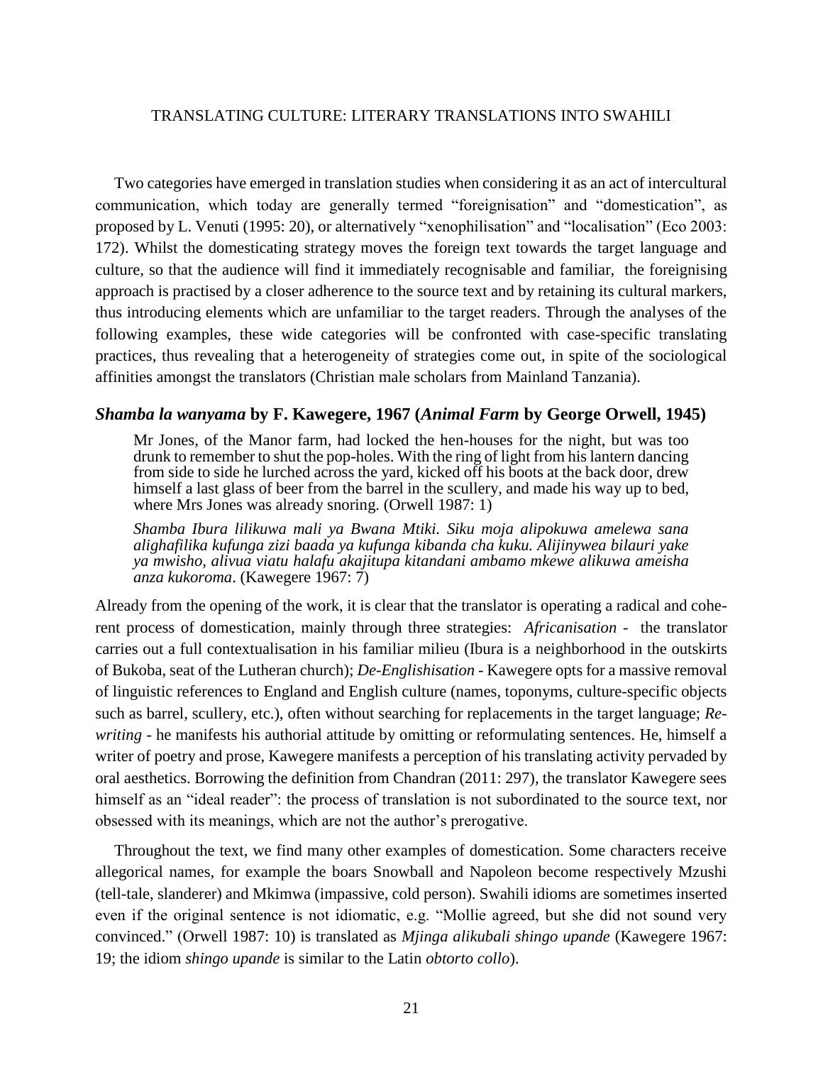TRANSLATING CULTURE: LITERARY TRANSLATIONS INTO SWAHILI

Two categories have emerged in translation studies when considering it as an act of intercultural communication, which today are generally termed "foreignisation" and "domestication", as proposed by L. Venuti (1995: 20), or alternatively "xenophilisation" and "localisation" (Eco 2003: 172). Whilst the domesticating strategy moves the foreign text towards the target language and culture, so that the audience will find it immediately recognisable and familiar, the foreignising approach is practised by a closer adherence to the source text and by retaining its cultural markers, thus introducing elements which are unfamiliar to the target readers. Through the analyses of the following examples, these wide categories will be confronted with case-specific translating practices, thus revealing that a heterogeneity of strategies come out, in spite of the sociological affinities amongst the translators (Christian male scholars from Mainland Tanzania).

### *Shamba la wanyama* by F. Kawegere, 1967 (*Animal Farm* by George Orwell, 1945)

> Mr Jones, of the Manor farm, had locked the hen-houses for the night, but was too drunk to remember to shut the pop-holes. With the ring of light from his lantern dancing from side to side he lurched across the yard, kicked off his boots at the back door, drew himself a last glass of beer from the barrel in the scullery, and made his way up to bed, where Mrs Jones was already snoring. (Orwell 1987: 1)
>
> *Shamba Ibura lilikuwa mali ya Bwana Mtiki. Siku moja alipokuwa amelewa sana alighafilika kufunga zizi baada ya kufunga kibanda cha kuku. Alijinywea bilauri yake ya mwisho, alivua viatu halafu akajitupa kitandani ambamo mkewe alikuwa ameisha anza kukoroma*. (Kawegere 1967: 7)

Already from the opening of the work, it is clear that the translator is operating a radical and coherent process of domestication, mainly through three strategies: *Africanisation* - the translator carries out a full contextualisation in his familiar milieu (Ibura is a neighborhood in the outskirts of Bukoba, seat of the Lutheran church); *De-Englishisation* - Kawegere opts for a massive removal of linguistic references to England and English culture (names, toponyms, culture-specific objects such as barrel, scullery, etc.), often without searching for replacements in the target language; *Re-writing* - he manifests his authorial attitude by omitting or reformulating sentences. He, himself a writer of poetry and prose, Kawegere manifests a perception of his translating activity pervaded by oral aesthetics. Borrowing the definition from Chandran (2011: 297), the translator Kawegere sees himself as an "ideal reader": the process of translation is not subordinated to the source text, nor obsessed with its meanings, which are not the author's prerogative.

Throughout the text, we find many other examples of domestication. Some characters receive allegorical names, for example the boars Snowball and Napoleon become respectively Mzushi (tell-tale, slanderer) and Mkimwa (impassive, cold person). Swahili idioms are sometimes inserted even if the original sentence is not idiomatic, e.g. "Mollie agreed, but she did not sound very convinced." (Orwell 1987: 10) is translated as *Mjinga alikubali shingo upande* (Kawegere 1967: 19; the idiom *shingo upande* is similar to the Latin *obtorto collo*).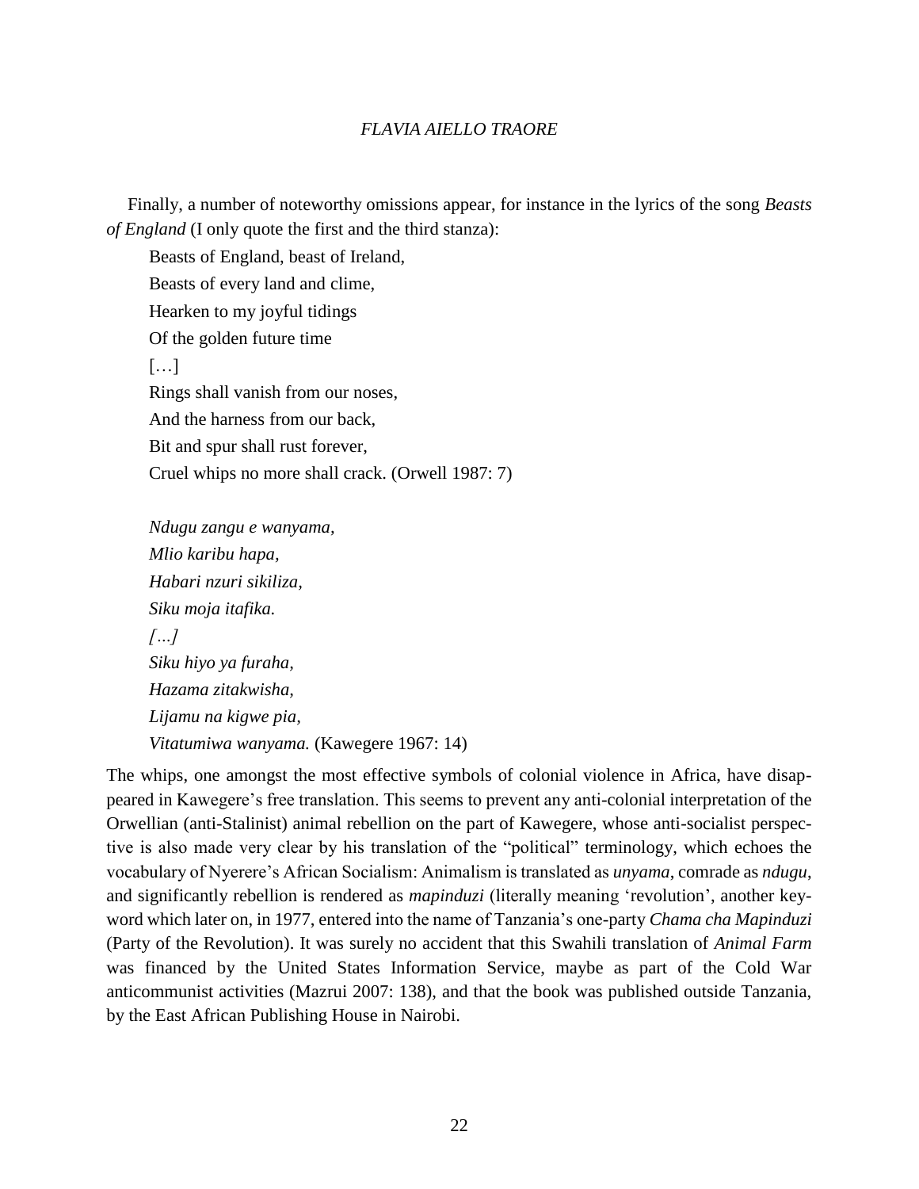Finally, a number of noteworthy omissions appear, for instance in the lyrics of the song *Beasts of England* (I only quote the first and the third stanza):

> Beasts of England, beast of Ireland,
> Beasts of every land and clime,
> Hearken to my joyful tidings
> Of the golden future time
> […]
> Rings shall vanish from our noses,
> And the harness from our back,
> Bit and spur shall rust forever,
> Cruel whips no more shall crack. (Orwell 1987: 7)

> *Ndugu zangu e wanyama,*
> *Mlio karibu hapa,*
> *Habari nzuri sikiliza,*
> *Siku moja itafika.*
> *[…]*
> *Siku hiyo ya furaha,*
> *Hazama zitakwisha,*
> *Lijamu na kigwe pia,*
> *Vitatumiwa wanyama.* (Kawegere 1967: 14)

The whips, one amongst the most effective symbols of colonial violence in Africa, have disappeared in Kawegere's free translation. This seems to prevent any anti-colonial interpretation of the Orwellian (anti-Stalinist) animal rebellion on the part of Kawegere, whose anti-socialist perspective is also made very clear by his translation of the "political" terminology, which echoes the vocabulary of Nyerere's African Socialism: Animalism is translated as *unyama*, comrade as *ndugu*, and significantly rebellion is rendered as *mapinduzi* (literally meaning 'revolution', another keyword which later on, in 1977, entered into the name of Tanzania's one-party *Chama cha Mapinduzi* (Party of the Revolution). It was surely no accident that this Swahili translation of *Animal Farm* was financed by the United States Information Service, maybe as part of the Cold War anticommunist activities (Mazrui 2007: 138), and that the book was published outside Tanzania, by the East African Publishing House in Nairobi.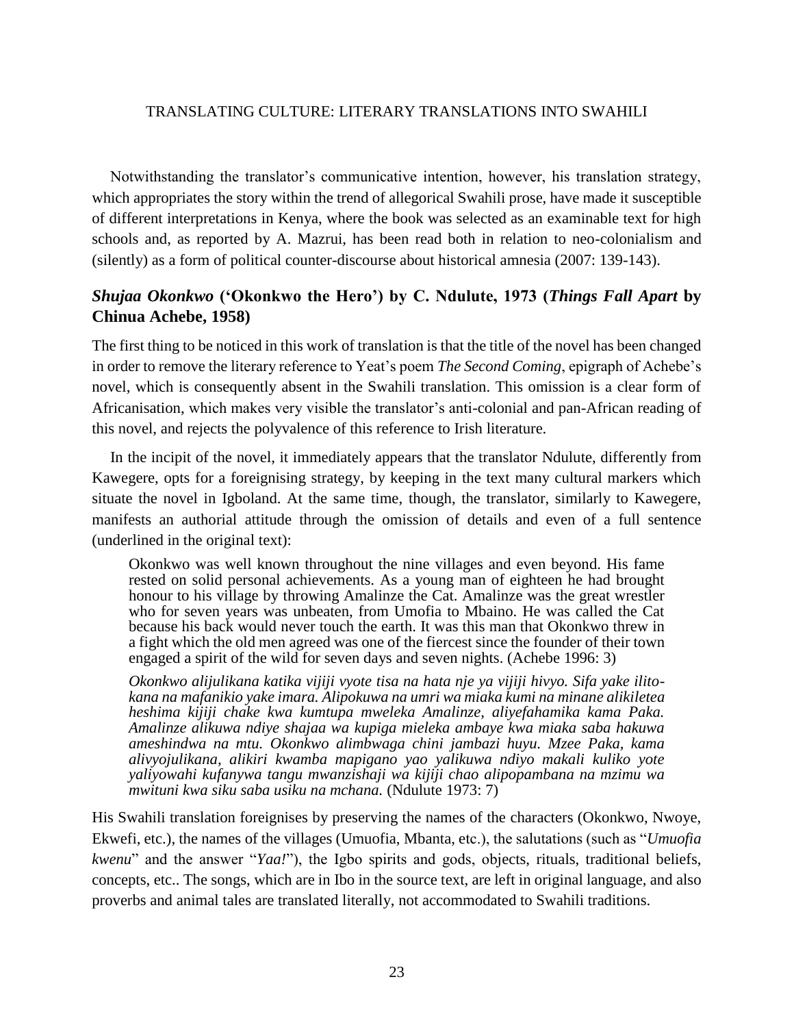Notwithstanding the translator's communicative intention, however, his translation strategy, which appropriates the story within the trend of allegorical Swahili prose, have made it susceptible of different interpretations in Kenya, where the book was selected as an examinable text for high schools and, as reported by A. Mazrui, has been read both in relation to neo-colonialism and (silently) as a form of political counter-discourse about historical amnesia (2007: 139-143).

### *Shujaa Okonkwo* ('Okonkwo the Hero') by C. Ndulute, 1973 (*Things Fall Apart* by Chinua Achebe, 1958)

The first thing to be noticed in this work of translation is that the title of the novel has been changed in order to remove the literary reference to Yeat's poem *The Second Coming*, epigraph of Achebe's novel, which is consequently absent in the Swahili translation. This omission is a clear form of Africanisation, which makes very visible the translator's anti-colonial and pan-African reading of this novel, and rejects the polyvalence of this reference to Irish literature.

In the incipit of the novel, it immediately appears that the translator Ndulute, differently from Kawegere, opts for a foreignising strategy, by keeping in the text many cultural markers which situate the novel in Igboland. At the same time, though, the translator, similarly to Kawegere, manifests an authorial attitude through the omission of details and even of a full sentence (underlined in the original text):

> Okonkwo was well known throughout the nine villages and even beyond. His fame rested on solid personal achievements. As a young man of eighteen he had brought honour to his village by throwing Amalinze the Cat. Amalinze was the great wrestler who for seven years was unbeaten, from Umofia to Mbaino. He was called the Cat because his back would never touch the earth. It was this man that Okonkwo threw in a fight which the old men agreed was one of the fiercest since the founder of their town engaged a spirit of the wild for seven days and seven nights. (Achebe 1996: 3)
>
> *Okonkwo alijulikana katika vijiji vyote tisa na hata nje ya vijiji hivyo. Sifa yake ilitokana na mafanikio yake imara. Alipokuwa na umri wa miaka kumi na minane alikiletea heshima kijiji chake kwa kumtupa mweleka Amalinze, aliyefahamika kama Paka. Amalinze alikuwa ndiye shajaa wa kupiga mieleka ambaye kwa miaka saba hakuwa ameshindwa na mtu. Okonkwo alimbwaga chini jambazi huyu. Mzee Paka, kama alivyojulikana, alikiri kwamba mapigano yao yalikuwa ndiyo makali kuliko yote yaliyowahi kufanywa tangu mwanzishaji wa kijiji chao alipopambana na mzimu wa mwituni kwa siku saba usiku na mchana.* (Ndulute 1973: 7)

His Swahili translation foreignises by preserving the names of the characters (Okonkwo, Nwoye, Ekwefi, etc.), the names of the villages (Umuofia, Mbanta, etc.), the salutations (such as "*Umuofia kwenu*" and the answer "*Yaa!*"), the Igbo spirits and gods, objects, rituals, traditional beliefs, concepts, etc.. The songs, which are in Ibo in the source text, are left in original language, and also proverbs and animal tales are translated literally, not accommodated to Swahili traditions.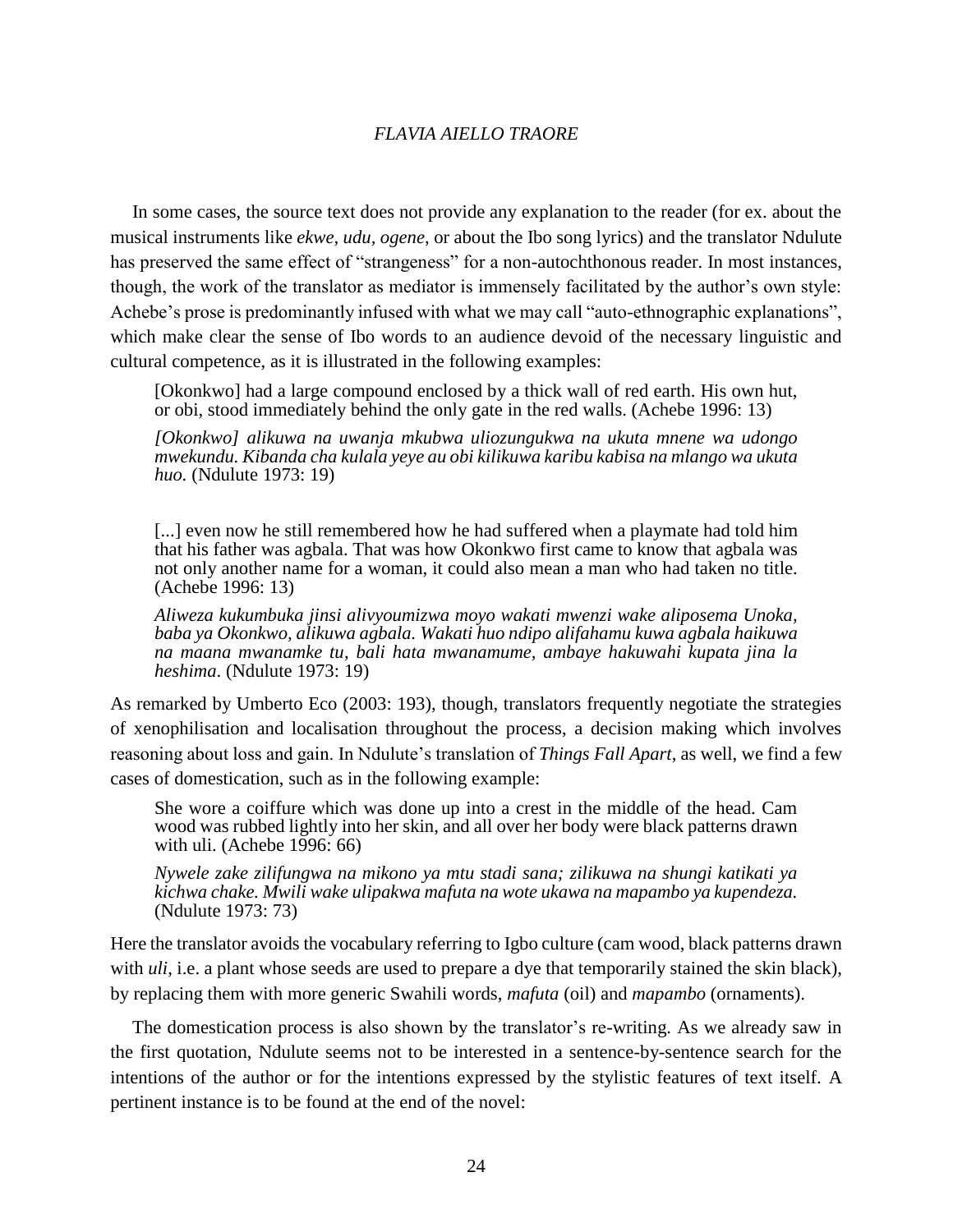In some cases, the source text does not provide any explanation to the reader (for ex. about the musical instruments like *ekwe*, *udu*, *ogene*, or about the Ibo song lyrics) and the translator Ndulute has preserved the same effect of "strangeness" for a non-autochthonous reader. In most instances, though, the work of the translator as mediator is immensely facilitated by the author's own style: Achebe's prose is predominantly infused with what we may call "auto-ethnographic explanations", which make clear the sense of Ibo words to an audience devoid of the necessary linguistic and cultural competence, as it is illustrated in the following examples:

> [Okonkwo] had a large compound enclosed by a thick wall of red earth. His own hut, or obi, stood immediately behind the only gate in the red walls. (Achebe 1996: 13)
>
> *[Okonkwo] alikuwa na uwanja mkubwa uliozungukwa na ukuta mnene wa udongo mwekundu. Kibanda cha kulala yeye au obi kilikuwa karibu kabisa na mlango wa ukuta huo.* (Ndulute 1973: 19)

> [...] even now he still remembered how he had suffered when a playmate had told him that his father was agbala. That was how Okonkwo first came to know that agbala was not only another name for a woman, it could also mean a man who had taken no title. (Achebe 1996: 13)
>
> *Aliweza kukumbuka jinsi alivyoumizwa moyo wakati mwenzi wake aliposema Unoka, baba ya Okonkwo, alikuwa agbala. Wakati huo ndipo alifahamu kuwa agbala haikuwa na maana mwanamke tu, bali hata mwanamume, ambaye hakuwahi kupata jina la heshima.* (Ndulute 1973: 19)

As remarked by Umberto Eco (2003: 193), though, translators frequently negotiate the strategies of xenophilisation and localisation throughout the process, a decision making which involves reasoning about loss and gain. In Ndulute's translation of *Things Fall Apart*, as well, we find a few cases of domestication, such as in the following example:

> She wore a coiffure which was done up into a crest in the middle of the head. Cam wood was rubbed lightly into her skin, and all over her body were black patterns drawn with uli. (Achebe 1996: 66)
>
> *Nywele zake zilifungwa na mikono ya mtu stadi sana; zilikuwa na shungi katikati ya kichwa chake. Mwili wake ulipakwa mafuta na wote ukawa na mapambo ya kupendeza.* (Ndulute 1973: 73)

Here the translator avoids the vocabulary referring to Igbo culture (cam wood, black patterns drawn with *uli*, i.e. a plant whose seeds are used to prepare a dye that temporarily stained the skin black), by replacing them with more generic Swahili words, *mafuta* (oil) and *mapambo* (ornaments).

The domestication process is also shown by the translator's re-writing. As we already saw in the first quotation, Ndulute seems not to be interested in a sentence-by-sentence search for the intentions of the author or for the intentions expressed by the stylistic features of text itself. A pertinent instance is to be found at the end of the novel: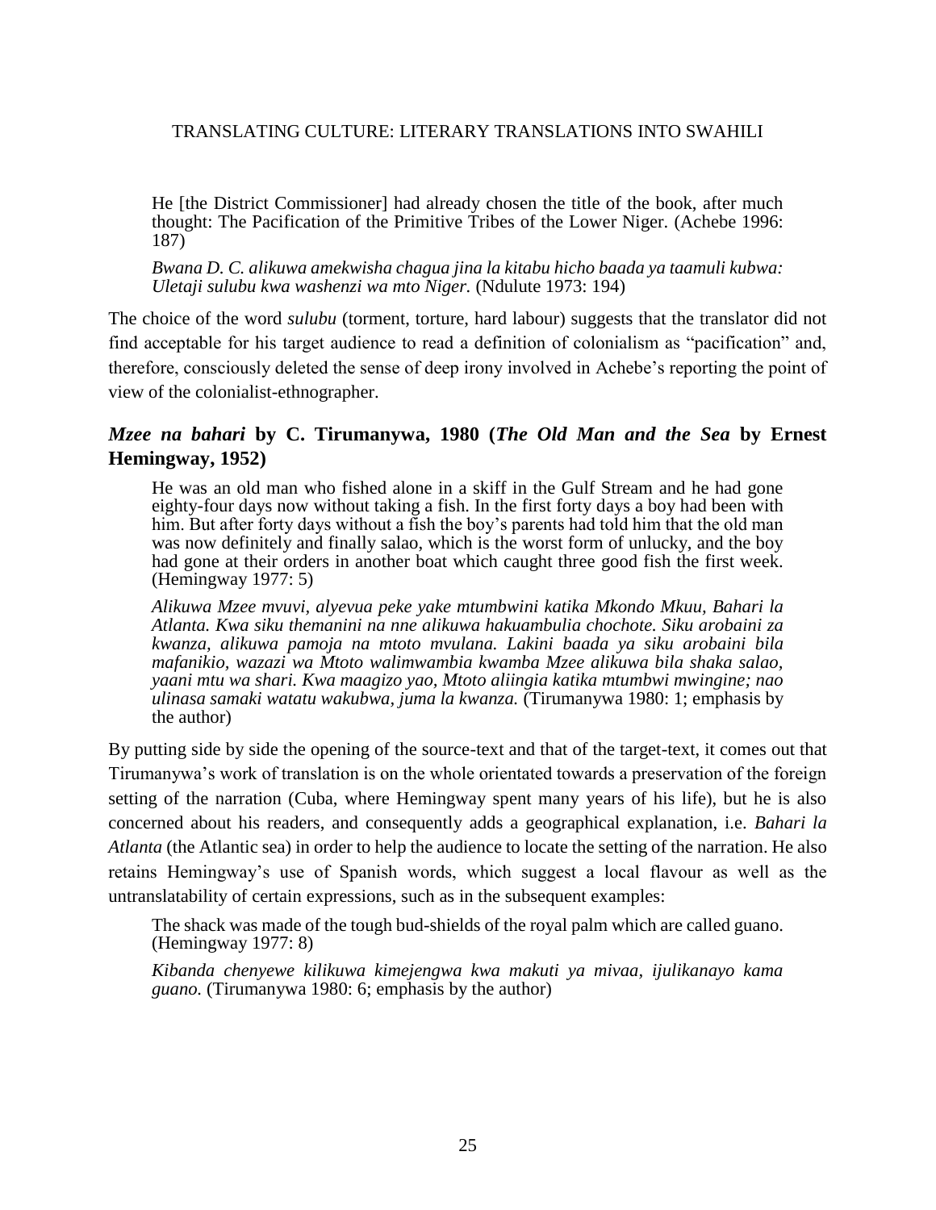He [the District Commissioner] had already chosen the title of the book, after much thought: The Pacification of the Primitive Tribes of the Lower Niger. (Achebe 1996: 187)

> *Bwana D. C. alikuwa amekwisha chagua jina la kitabu hicho baada ya taamuli kubwa: Uletaji sulubu kwa washenzi wa mto Niger.* (Ndulute 1973: 194)

The choice of the word *sulubu* (torment, torture, hard labour) suggests that the translator did not find acceptable for his target audience to read a definition of colonialism as "pacification" and, therefore, consciously deleted the sense of deep irony involved in Achebe's reporting the point of view of the colonialist-ethnographer.

### *Mzee na bahari* by C. Tirumanywa, 1980 (*The Old Man and the Sea* by Ernest Hemingway, 1952)

> He was an old man who fished alone in a skiff in the Gulf Stream and he had gone eighty-four days now without taking a fish. In the first forty days a boy had been with him. But after forty days without a fish the boy's parents had told him that the old man was now definitely and finally salao, which is the worst form of unlucky, and the boy had gone at their orders in another boat which caught three good fish the first week. (Hemingway 1977: 5)

> *Alikuwa Mzee mvuvi, alyevua peke yake mtumbwini katika Mkondo Mkuu, Bahari la Atlanta. Kwa siku themanini na nne alikuwa hakuambulia chochote. Siku arobaini za kwanza, alikuwa pamoja na mtoto mvulana. Lakini baada ya siku arobaini bila mafanikio, wazazi wa Mtoto walimwambia kwamba Mzee alikuwa bila shaka salao, yaani mtu wa shari. Kwa maagizo yao, Mtoto aliingia katika mtumbwi mwingine; nao ulinasa samaki watatu wakubwa, juma la kwanza.* (Tirumanywa 1980: 1; emphasis by the author)

By putting side by side the opening of the source-text and that of the target-text, it comes out that Tirumanywa's work of translation is on the whole orientated towards a preservation of the foreign setting of the narration (Cuba, where Hemingway spent many years of his life), but he is also concerned about his readers, and consequently adds a geographical explanation, i.e. *Bahari la Atlanta* (the Atlantic sea) in order to help the audience to locate the setting of the narration. He also retains Hemingway's use of Spanish words, which suggest a local flavour as well as the untranslatability of certain expressions, such as in the subsequent examples:

> The shack was made of the tough bud-shields of the royal palm which are called guano. (Hemingway 1977: 8)

> *Kibanda chenyewe kilikuwa kimejengwa kwa makuti ya mivaa, ijulikanayo kama guano.* (Tirumanywa 1980: 6; emphasis by the author)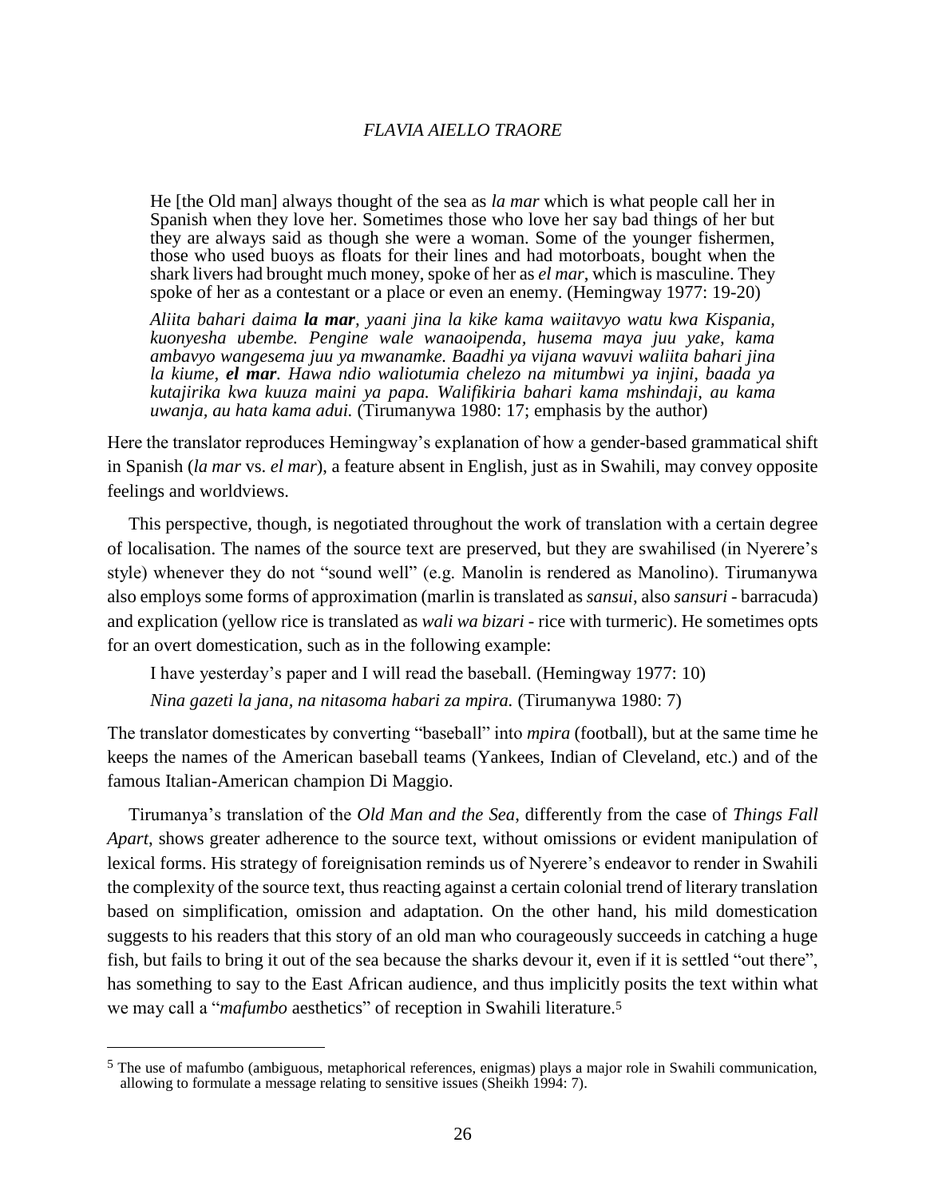He [the Old man] always thought of the sea as *la mar* which is what people call her in Spanish when they love her. Sometimes those who love her say bad things of her but they are always said as though she were a woman. Some of the younger fishermen, those who used buoys as floats for their lines and had motorboats, bought when the shark livers had brought much money, spoke of her as *el mar*, which is masculine. They spoke of her as a contestant or a place or even an enemy. (Hemingway 1977: 19-20)

*Aliita bahari daima **la mar**, yaani jina la kike kama waiitavyo watu kwa Kispania, kuonyesha ubembe. Pengine wale wanaoipenda, husema maya juu yake, kama ambavyo wangesema juu ya mwanamke. Baadhi ya vijana wavuvi waliita bahari jina la kiume, **el mar**. Hawa ndio waliotumia chelezo na mitumbwi ya injini, baada ya kutajirika kwa kuuza maini ya papa. Walifikiria bahari kama mshindaji, au kama uwanja, au hata kama adui.* (Tirumanywa 1980: 17; emphasis by the author)

Here the translator reproduces Hemingway's explanation of how a gender-based grammatical shift in Spanish (*la mar* vs. *el mar*), a feature absent in English, just as in Swahili, may convey opposite feelings and worldviews.

This perspective, though, is negotiated throughout the work of translation with a certain degree of localisation. The names of the source text are preserved, but they are swahilised (in Nyerere's style) whenever they do not "sound well" (e.g. Manolin is rendered as Manolino). Tirumanywa also employs some forms of approximation (marlin is translated as *sansui*, also *sansuri* - barracuda) and explication (yellow rice is translated as *wali wa bizari* - rice with turmeric). He sometimes opts for an overt domestication, such as in the following example:

I have yesterday's paper and I will read the baseball. (Hemingway 1977: 10)

*Nina gazeti la jana, na nitasoma habari za mpira.* (Tirumanywa 1980: 7)

The translator domesticates by converting "baseball" into *mpira* (football), but at the same time he keeps the names of the American baseball teams (Yankees, Indian of Cleveland, etc.) and of the famous Italian-American champion Di Maggio.

Tirumanya's translation of the *Old Man and the Sea*, differently from the case of *Things Fall Apart*, shows greater adherence to the source text, without omissions or evident manipulation of lexical forms. His strategy of foreignisation reminds us of Nyerere's endeavor to render in Swahili the complexity of the source text, thus reacting against a certain colonial trend of literary translation based on simplification, omission and adaptation. On the other hand, his mild domestication suggests to his readers that this story of an old man who courageously succeeds in catching a huge fish, but fails to bring it out of the sea because the sharks devour it, even if it is settled "out there", has something to say to the East African audience, and thus implicitly posits the text within what we may call a "*mafumbo* aesthetics" of reception in Swahili literature.[5]

[5] The use of mafumbo (ambiguous, metaphorical references, enigmas) plays a major role in Swahili communication, allowing to formulate a message relating to sensitive issues (Sheikh 1994: 7).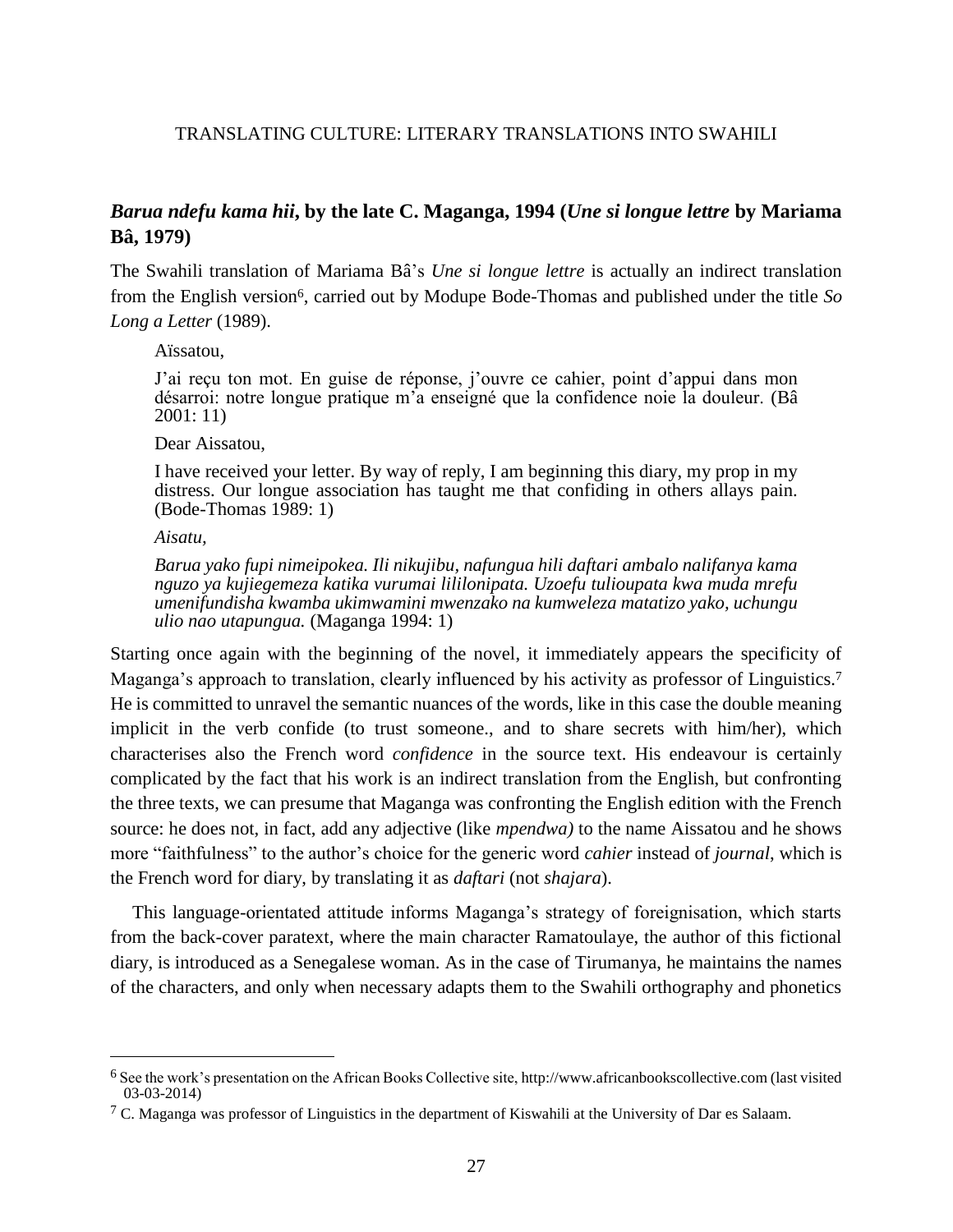### *Barua ndefu kama hii*, by the late C. Maganga, 1994 (*Une si longue lettre* by Mariama Bâ, 1979)

The Swahili translation of Mariama Bâ's *Une si longue lettre* is actually an indirect translation from the English version[6], carried out by Modupe Bode-Thomas and published under the title *So Long a Letter* (1989).

> Aïssatou,
>
> J'ai reçu ton mot. En guise de réponse, j'ouvre ce cahier, point d'appui dans mon désarroi: notre longue pratique m'a enseigné que la confidence noie la douleur. (Bâ 2001: 11)
>
> Dear Aissatou,
>
> I have received your letter. By way of reply, I am beginning this diary, my prop in my distress. Our longue association has taught me that confiding in others allays pain. (Bode-Thomas 1989: 1)
>
> *Aisatu,*
>
> *Barua yako fupi nimeipokea. Ili nikujibu, nafungua hili daftari ambalo nalifanya kama nguzo ya kujiegemeza katika vurumai lililonipata. Uzoefu tulioupata kwa muda mrefu umenifundisha kwamba ukimwamini mwenzako na kumweleza matatizo yako, uchungu ulio nao utapungua.* (Maganga 1994: 1)

Starting once again with the beginning of the novel, it immediately appears the specificity of Maganga's approach to translation, clearly influenced by his activity as professor of Linguistics.[7] He is committed to unravel the semantic nuances of the words, like in this case the double meaning implicit in the verb confide (to trust someone., and to share secrets with him/her), which characterises also the French word *confidence* in the source text. His endeavour is certainly complicated by the fact that his work is an indirect translation from the English, but confronting the three texts, we can presume that Maganga was confronting the English edition with the French source: he does not, in fact, add any adjective (like *mpendwa)* to the name Aissatou and he shows more "faithfulness" to the author's choice for the generic word *cahier* instead of *journal*, which is the French word for diary, by translating it as *daftari* (not *shajara*).

This language-orientated attitude informs Maganga's strategy of foreignisation, which starts from the back-cover paratext, where the main character Ramatoulaye, the author of this fictional diary, is introduced as a Senegalese woman. As in the case of Tirumanya, he maintains the names of the characters, and only when necessary adapts them to the Swahili orthography and phonetics

[6] See the work's presentation on the African Books Collective site, http://www.africanbookscollective.com (last visited 03-03-2014)

[7] C. Maganga was professor of Linguistics in the department of Kiswahili at the University of Dar es Salaam.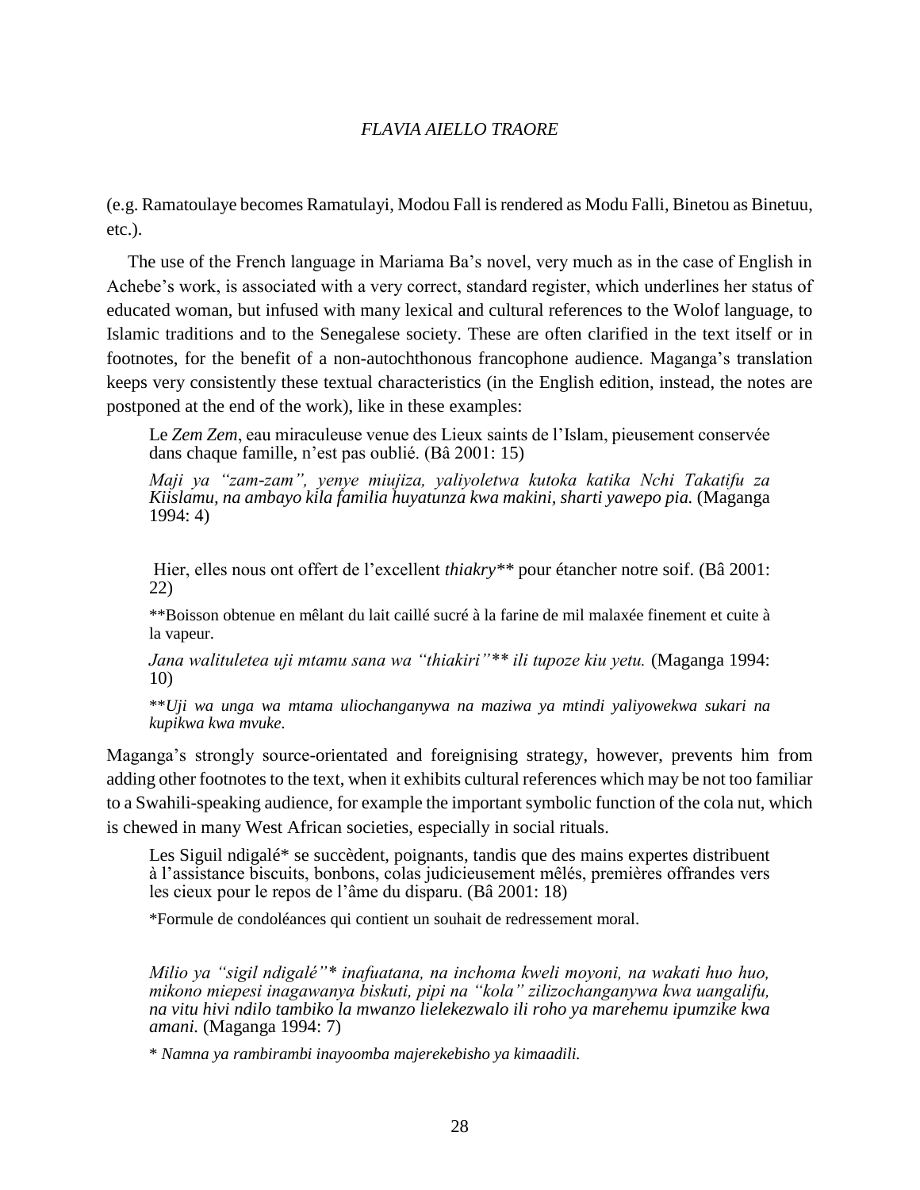(e.g. Ramatoulaye becomes Ramatulayi, Modou Fall is rendered as Modu Falli, Binetou as Binetuu, etc.).

The use of the French language in Mariama Ba's novel, very much as in the case of English in Achebe's work, is associated with a very correct, standard register, which underlines her status of educated woman, but infused with many lexical and cultural references to the Wolof language, to Islamic traditions and to the Senegalese society. These are often clarified in the text itself or in footnotes, for the benefit of a non-autochthonous francophone audience. Maganga's translation keeps very consistently these textual characteristics (in the English edition, instead, the notes are postponed at the end of the work), like in these examples:

> Le *Zem Zem*, eau miraculeuse venue des Lieux saints de l'Islam, pieusement conservée dans chaque famille, n'est pas oublié. (Bâ 2001: 15)
>
> *Maji ya "zam-zam", yenye miujiza, yaliyoletwa kutoka katika Nchi Takatifu za Kiislamu, na ambayo kila familia huyatunza kwa makini, sharti yawepo pia.* (Maganga 1994: 4)

> Hier, elles nous ont offert de l'excellent *thiakry*** pour étancher notre soif. (Bâ 2001: 22)
>
> **Boisson obtenue en mêlant du lait caillé sucré à la farine de mil malaxée finement et cuite à la vapeur.
>
> *Jana walituletea uji mtamu sana wa "thiakiri"*** *ili tupoze kiu yetu.* (Maganga 1994: 10)
>
> ***Uji wa unga wa mtama uliochanganywa na maziwa ya mtindi yaliyowekwa sukari na kupikwa kwa mvuke.*

Maganga's strongly source-orientated and foreignising strategy, however, prevents him from adding other footnotes to the text, when it exhibits cultural references which may be not too familiar to a Swahili-speaking audience, for example the important symbolic function of the cola nut, which is chewed in many West African societies, especially in social rituals.

> Les Siguil ndigalé* se succèdent, poignants, tandis que des mains expertes distribuent à l'assistance biscuits, bonbons, colas judicieusement mêlés, premières offrandes vers les cieux pour le repos de l'âme du disparu. (Bâ 2001: 18)
>
> *Formule de condoléances qui contient un souhait de redressement moral.
>
> *Milio ya "sigil ndigalé"* inafuatana, na inchoma kweli moyoni, na wakati huo huo, mikono miepesi inagawanya biskuti, pipi na "kola" zilizochanganywa kwa uangalifu, na vitu hivi ndilo tambiko la mwanzo lielekezwalo ili roho ya marehemu ipumzike kwa amani.* (Maganga 1994: 7)
>
> * *Namna ya rambirambi inayoomba majerekebisho ya kimaadili.*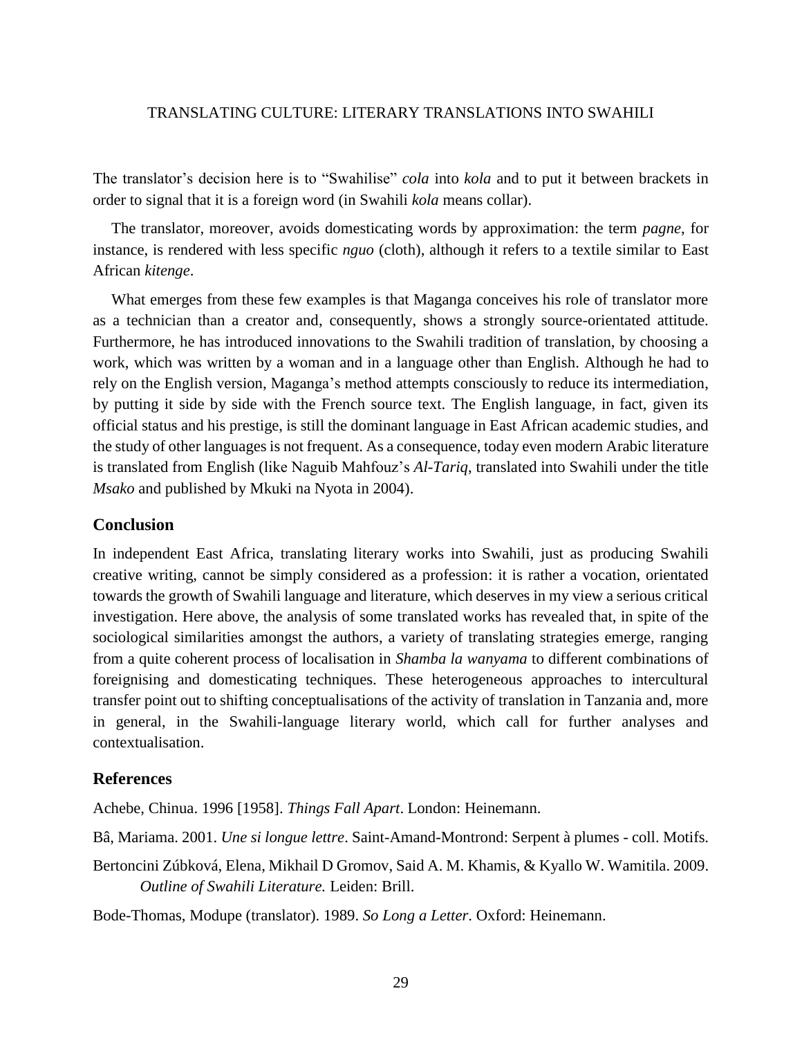The translator's decision here is to "Swahilise" *cola* into *kola* and to put it between brackets in order to signal that it is a foreign word (in Swahili *kola* means collar).

The translator, moreover, avoids domesticating words by approximation: the term *pagne*, for instance, is rendered with less specific *nguo* (cloth), although it refers to a textile similar to East African *kitenge*.

What emerges from these few examples is that Maganga conceives his role of translator more as a technician than a creator and, consequently, shows a strongly source-orientated attitude. Furthermore, he has introduced innovations to the Swahili tradition of translation, by choosing a work, which was written by a woman and in a language other than English. Although he had to rely on the English version, Maganga's method attempts consciously to reduce its intermediation, by putting it side by side with the French source text. The English language, in fact, given its official status and his prestige, is still the dominant language in East African academic studies, and the study of other languages is not frequent. As a consequence, today even modern Arabic literature is translated from English (like Naguib Mahfouz's *Al-Tariq*, translated into Swahili under the title *Msako* and published by Mkuki na Nyota in 2004).

## Conclusion

In independent East Africa, translating literary works into Swahili, just as producing Swahili creative writing, cannot be simply considered as a profession: it is rather a vocation, orientated towards the growth of Swahili language and literature, which deserves in my view a serious critical investigation. Here above, the analysis of some translated works has revealed that, in spite of the sociological similarities amongst the authors, a variety of translating strategies emerge, ranging from a quite coherent process of localisation in *Shamba la wanyama* to different combinations of foreignising and domesticating techniques. These heterogeneous approaches to intercultural transfer point out to shifting conceptualisations of the activity of translation in Tanzania and, more in general, in the Swahili-language literary world, which call for further analyses and contextualisation.

## References

Achebe, Chinua. 1996 [1958]. *Things Fall Apart*. London: Heinemann.

Bâ, Mariama. 2001. *Une si longue lettre*. Saint-Amand-Montrond: Serpent à plumes - coll. Motifs.

Bertoncini Zúbková, Elena, Mikhail D Gromov, Said A. M. Khamis, & Kyallo W. Wamitila. 2009. *Outline of Swahili Literature.* Leiden: Brill.

Bode-Thomas, Modupe (translator). 1989. *So Long a Letter*. Oxford: Heinemann.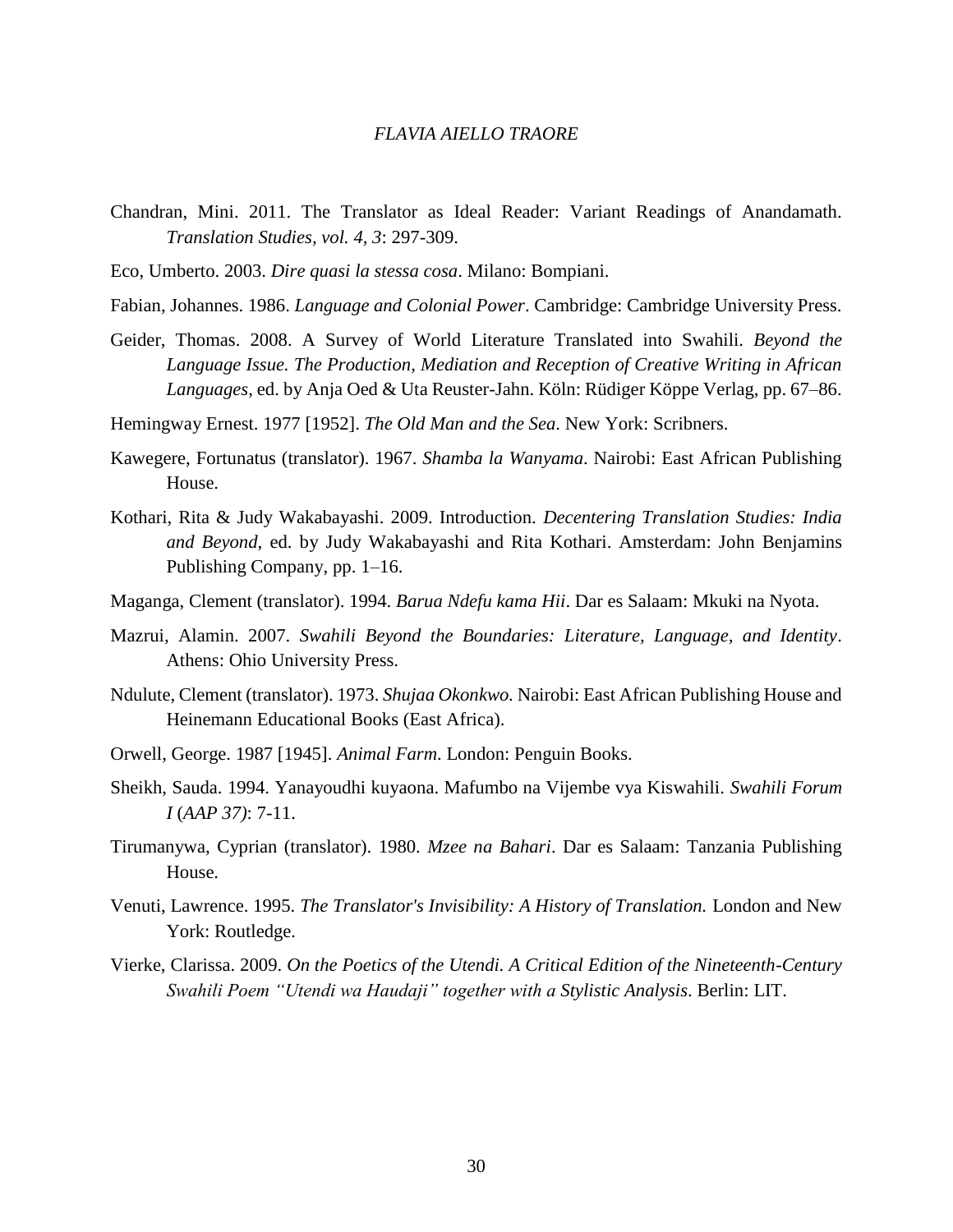Chandran, Mini. 2011. The Translator as Ideal Reader: Variant Readings of Anandamath. *Translation Studies, vol. 4, 3*: 297-309.

Eco, Umberto. 2003. *Dire quasi la stessa cosa*. Milano: Bompiani.

Fabian, Johannes. 1986. *Language and Colonial Power*. Cambridge: Cambridge University Press.

Geider, Thomas. 2008. A Survey of World Literature Translated into Swahili. *Beyond the Language Issue. The Production, Mediation and Reception of Creative Writing in African Languages*, ed. by Anja Oed & Uta Reuster-Jahn. Köln: Rüdiger Köppe Verlag, pp. 67–86.

Hemingway Ernest. 1977 [1952]. *The Old Man and the Sea*. New York: Scribners.

Kawegere, Fortunatus (translator). 1967. *Shamba la Wanyama*. Nairobi: East African Publishing House.

Kothari, Rita & Judy Wakabayashi. 2009. Introduction. *Decentering Translation Studies: India and Beyond*, ed. by Judy Wakabayashi and Rita Kothari. Amsterdam: John Benjamins Publishing Company, pp. 1–16.

Maganga, Clement (translator). 1994. *Barua Ndefu kama Hii*. Dar es Salaam: Mkuki na Nyota.

Mazrui, Alamin. 2007. *Swahili Beyond the Boundaries: Literature, Language, and Identity*. Athens: Ohio University Press.

Ndulute, Clement (translator). 1973. *Shujaa Okonkwo*. Nairobi: East African Publishing House and Heinemann Educational Books (East Africa).

Orwell, George. 1987 [1945]. *Animal Farm*. London: Penguin Books.

Sheikh, Sauda. 1994. Yanayoudhi kuyaona. Mafumbo na Vijembe vya Kiswahili. *Swahili Forum I* (*AAP 37)*: 7-11.

Tirumanywa, Cyprian (translator). 1980. *Mzee na Bahari*. Dar es Salaam: Tanzania Publishing House.

Venuti, Lawrence. 1995. *The Translator's Invisibility: A History of Translation.* London and New York: Routledge.

Vierke, Clarissa. 2009. *On the Poetics of the Utendi. A Critical Edition of the Nineteenth-Century Swahili Poem "Utendi wa Haudaji" together with a Stylistic Analysis*. Berlin: LIT.